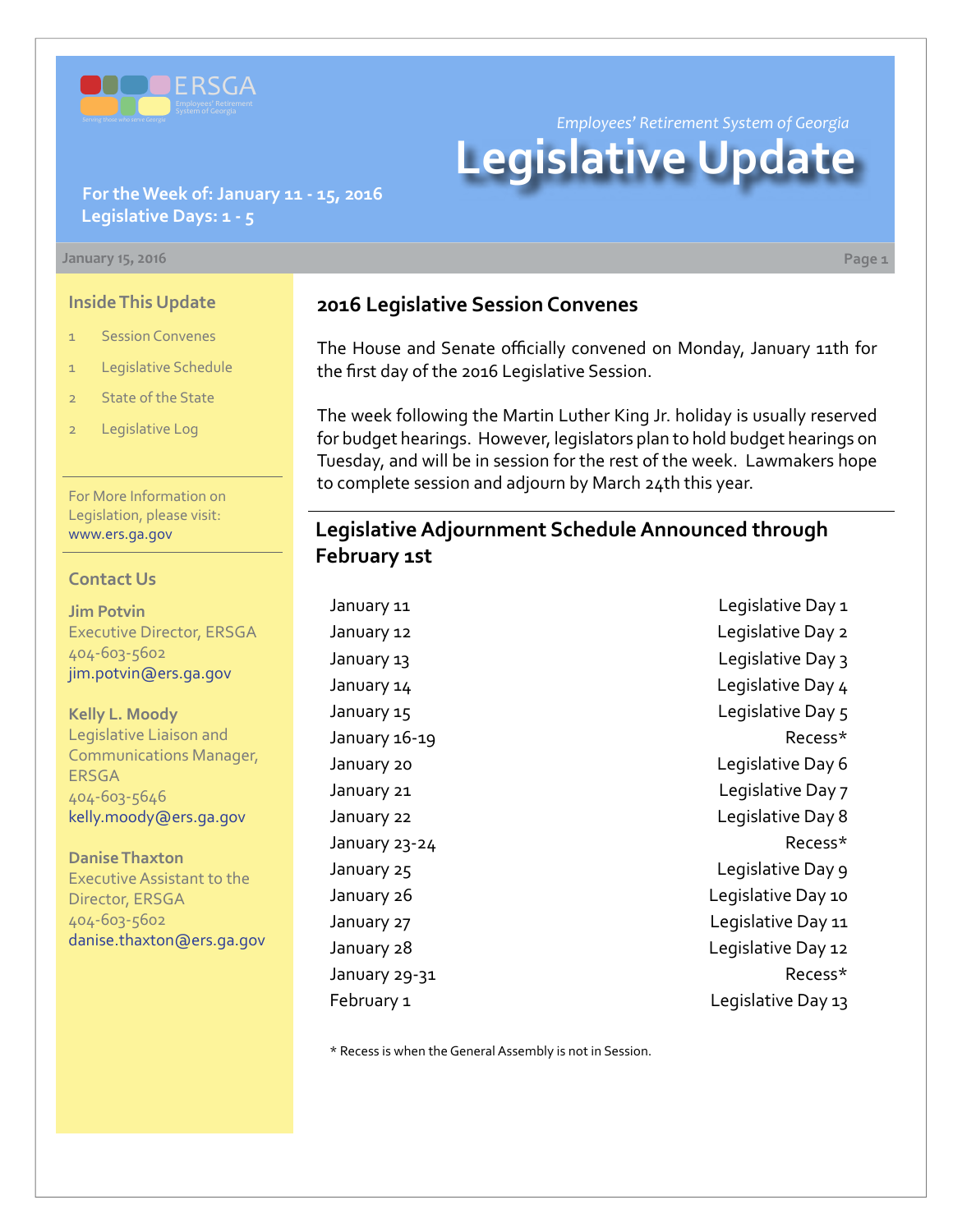ERSGA

Employees' Retirement System of Georgia

Serving those who serve Georgia

*Employees' Retirement System of Georgia*

# Legislative Update

**For the Week of: January 11 - 15, 2016**
**Legislative Days: 1 - 5**

January 15, 2016

### Inside This Update

1 Session Convenes

1 Legislative Schedule

2 State of the State

2 Legislative Log

For More Information on Legislation, please visit: www.ers.ga.gov

### Contact Us

**Jim Potvin**
Executive Director, ERSGA
404-603-5602
jim.potvin@ers.ga.gov

**Kelly L. Moody**
Legislative Liaison and Communications Manager, ERSGA
404-603-5646
kelly.moody@ers.ga.gov

**Danise Thaxton**
Executive Assistant to the Director, ERSGA
404-603-5602
danise.thaxton@ers.ga.gov

## 2016 Legislative Session Convenes

The House and Senate officially convened on Monday, January 11th for the first day of the 2016 Legislative Session.

The week following the Martin Luther King Jr. holiday is usually reserved for budget hearings. However, legislators plan to hold budget hearings on Tuesday, and will be in session for the rest of the week. Lawmakers hope to complete session and adjourn by March 24th this year.

## Legislative Adjournment Schedule Announced through February 1st

| Date | Day |
|---|---|
| January 11 | Legislative Day 1 |
| January 12 | Legislative Day 2 |
| January 13 | Legislative Day 3 |
| January 14 | Legislative Day 4 |
| January 15 | Legislative Day 5 |
| January 16-19 | Recess* |
| January 20 | Legislative Day 6 |
| January 21 | Legislative Day 7 |
| January 22 | Legislative Day 8 |
| January 23-24 | Recess* |
| January 25 | Legislative Day 9 |
| January 26 | Legislative Day 10 |
| January 27 | Legislative Day 11 |
| January 28 | Legislative Day 12 |
| January 29-31 | Recess* |
| February 1 | Legislative Day 13 |

* Recess is when the General Assembly is not in Session.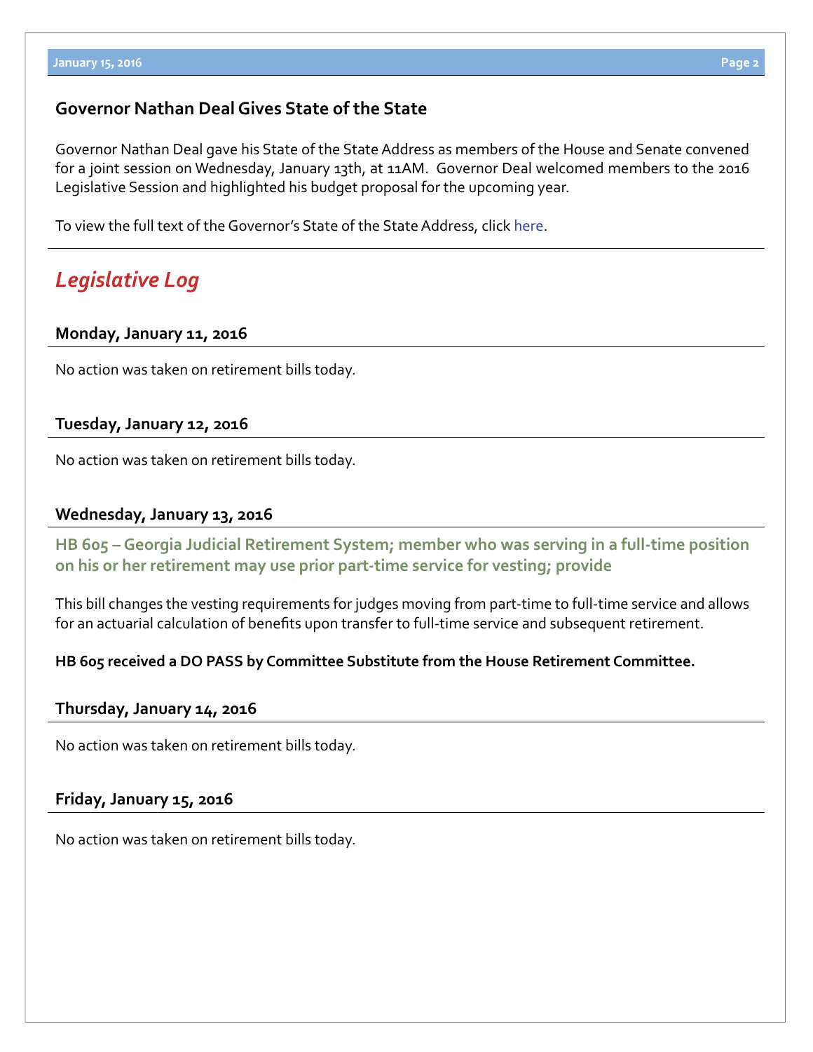## Governor Nathan Deal Gives State of the State

Governor Nathan Deal gave his State of the State Address as members of the House and Senate convened for a joint session on Wednesday, January 13th, at 11AM. Governor Deal welcomed members to the 2016 Legislative Session and highlighted his budget proposal for the upcoming year.

To view the full text of the Governor's State of the State Address, click here.

# *Legislative Log*

### Monday, January 11, 2016

No action was taken on retirement bills today.

### Tuesday, January 12, 2016

No action was taken on retirement bills today.

### Wednesday, January 13, 2016

**HB 605 – Georgia Judicial Retirement System; member who was serving in a full-time position on his or her retirement may use prior part-time service for vesting; provide**

This bill changes the vesting requirements for judges moving from part-time to full-time service and allows for an actuarial calculation of benefits upon transfer to full-time service and subsequent retirement.

**HB 605 received a DO PASS by Committee Substitute from the House Retirement Committee.**

### Thursday, January 14, 2016

No action was taken on retirement bills today.

### Friday, January 15, 2016

No action was taken on retirement bills today.